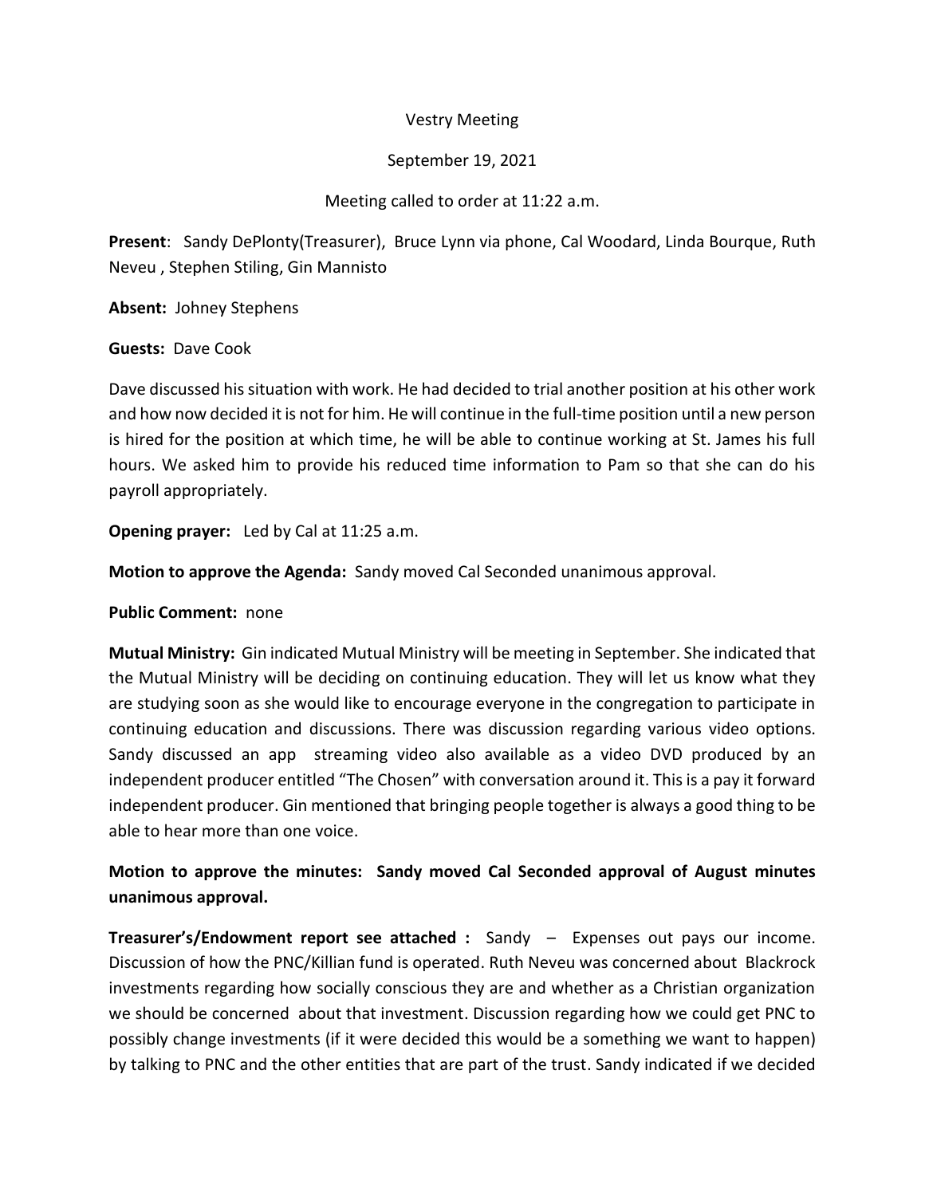Vestry Meeting

September 19, 2021

Meeting called to order at 11:22 a.m.

**Present**: Sandy DePlonty(Treasurer), Bruce Lynn via phone, Cal Woodard, Linda Bourque, Ruth Neveu , Stephen Stiling, Gin Mannisto

**Absent:** Johney Stephens

**Guests:** Dave Cook

Dave discussed his situation with work. He had decided to trial another position at his other work and how now decided it is not for him. He will continue in the full-time position until a new person is hired for the position at which time, he will be able to continue working at St. James his full hours. We asked him to provide his reduced time information to Pam so that she can do his payroll appropriately.

**Opening prayer:** Led by Cal at 11:25 a.m.

**Motion to approve the Agenda:** Sandy moved Cal Seconded unanimous approval.

**Public Comment:** none

**Mutual Ministry:** Gin indicated Mutual Ministry will be meeting in September. She indicated that the Mutual Ministry will be deciding on continuing education. They will let us know what they are studying soon as she would like to encourage everyone in the congregation to participate in continuing education and discussions. There was discussion regarding various video options. Sandy discussed an app streaming video also available as a video DVD produced by an independent producer entitled "The Chosen" with conversation around it. This is a pay it forward independent producer. Gin mentioned that bringing people together is always a good thing to be able to hear more than one voice.

**Motion to approve the minutes: Sandy moved Cal Seconded approval of August minutes unanimous approval.**

**Treasurer's/Endowment report see attached :** Sandy – Expenses out pays our income. Discussion of how the PNC/Killian fund is operated. Ruth Neveu was concerned about Blackrock investments regarding how socially conscious they are and whether as a Christian organization we should be concerned about that investment. Discussion regarding how we could get PNC to possibly change investments (if it were decided this would be a something we want to happen) by talking to PNC and the other entities that are part of the trust. Sandy indicated if we decided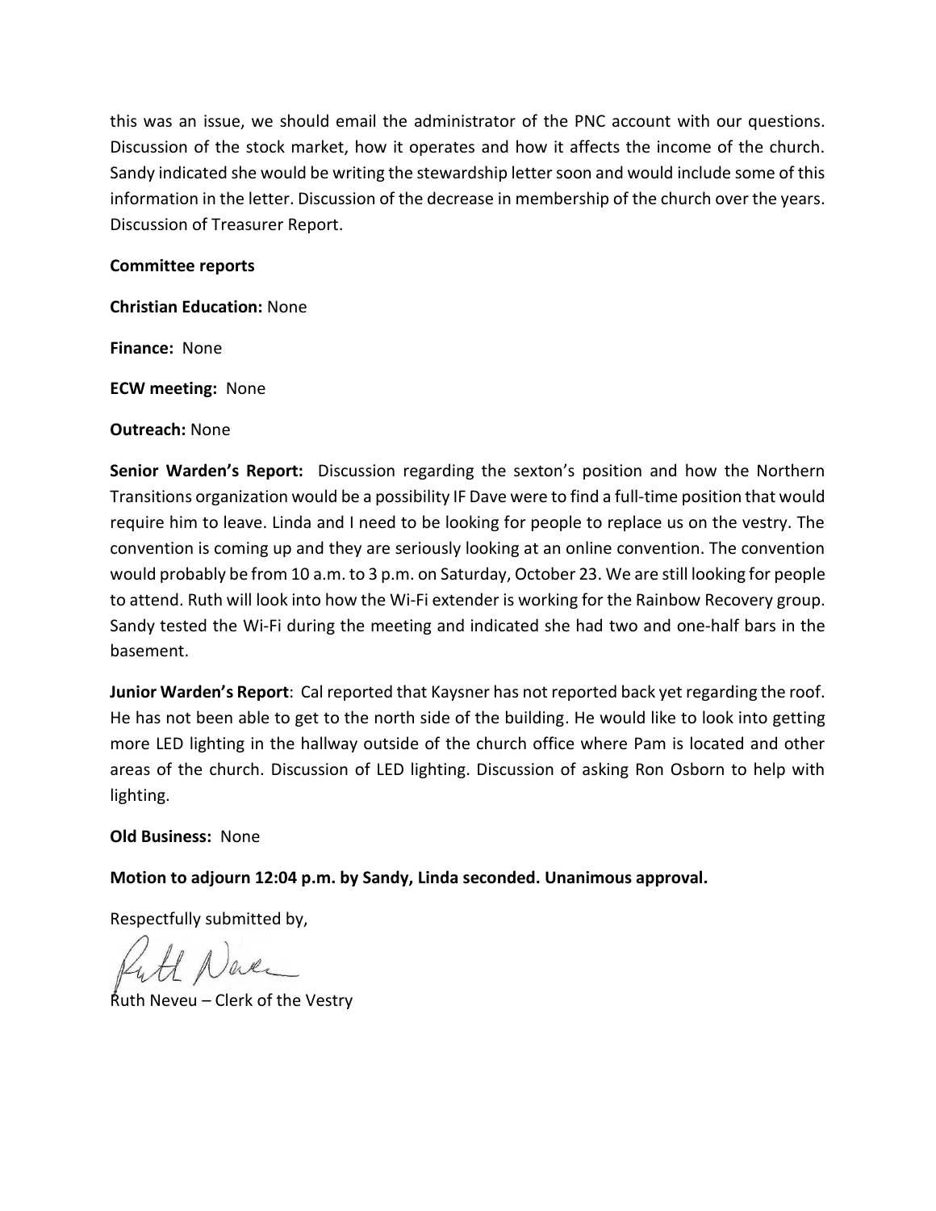this was an issue, we should email the administrator of the PNC account with our questions. Discussion of the stock market, how it operates and how it affects the income of the church. Sandy indicated she would be writing the stewardship letter soon and would include some of this information in the letter. Discussion of the decrease in membership of the church over the years. Discussion of Treasurer Report.

**Committee reports**

**Christian Education:** None

**Finance:** None

**ECW meeting:** None

**Outreach:** None

**Senior Warden's Report:** Discussion regarding the sexton's position and how the Northern Transitions organization would be a possibility IF Dave were to find a full-time position that would require him to leave. Linda and I need to be looking for people to replace us on the vestry. The convention is coming up and they are seriously looking at an online convention. The convention would probably be from 10 a.m. to 3 p.m. on Saturday, October 23. We are still looking for people to attend. Ruth will look into how the Wi-Fi extender is working for the Rainbow Recovery group. Sandy tested the Wi-Fi during the meeting and indicated she had two and one-half bars in the basement.

**Junior Warden's Report**: Cal reported that Kaysner has not reported back yet regarding the roof. He has not been able to get to the north side of the building. He would like to look into getting more LED lighting in the hallway outside of the church office where Pam is located and other areas of the church. Discussion of LED lighting. Discussion of asking Ron Osborn to help with lighting.

**Old Business:** None

**Motion to adjourn 12:04 p.m. by Sandy, Linda seconded. Unanimous approval.**

Respectfully submitted by,

Ruth Neveu – Clerk of the Vestry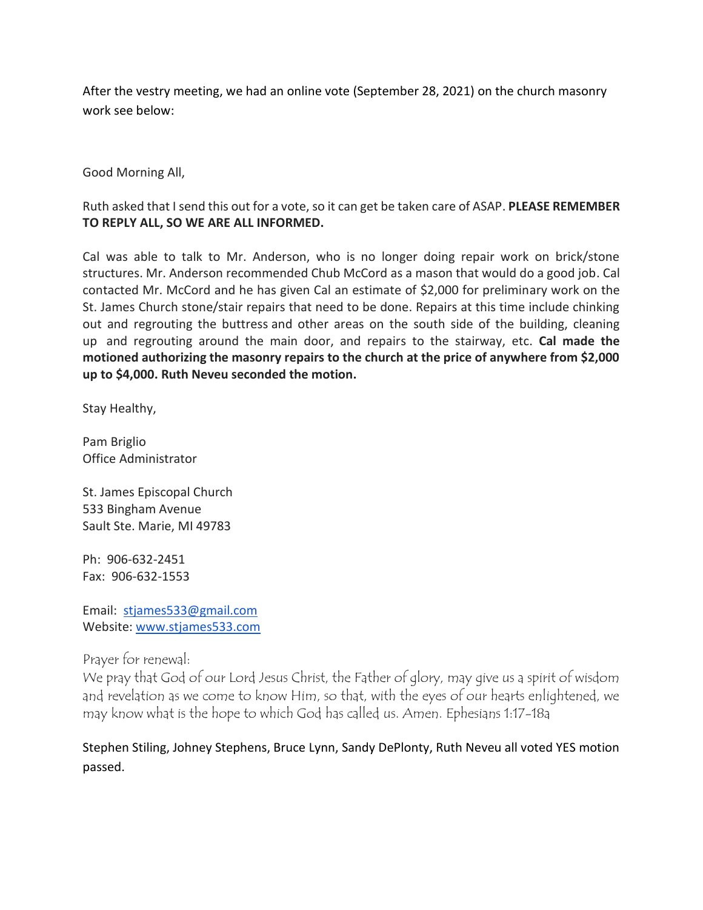After the vestry meeting, we had an online vote (September 28, 2021) on the church masonry work see below:

Good Morning All,

Ruth asked that I send this out for a vote, so it can get be taken care of ASAP. **PLEASE REMEMBER TO REPLY ALL, SO WE ARE ALL INFORMED.**

Cal was able to talk to Mr. Anderson, who is no longer doing repair work on brick/stone structures. Mr. Anderson recommended Chub McCord as a mason that would do a good job. Cal contacted Mr. McCord and he has given Cal an estimate of $2,000 for preliminary work on the St. James Church stone/stair repairs that need to be done. Repairs at this time include chinking out and regrouting the buttress and other areas on the south side of the building, cleaning up and regrouting around the main door, and repairs to the stairway, etc. **Cal made the motioned authorizing the masonry repairs to the church at the price of anywhere from $2,000 up to $4,000. Ruth Neveu seconded the motion.**

Stay Healthy,

Pam Briglio
Office Administrator

St. James Episcopal Church
533 Bingham Avenue
Sault Ste. Marie, MI 49783

Ph: 906-632-2451
Fax: 906-632-1553

Email: stjames533@gmail.com
Website: www.stjames533.com

Prayer for renewal:
We pray that God of our Lord Jesus Christ, the Father of glory, may give us a spirit of wisdom and revelation as we come to know Him, so that, with the eyes of our hearts enlightened, we may know what is the hope to which God has called us. Amen. Ephesians 1:17-18a

Stephen Stiling, Johney Stephens, Bruce Lynn, Sandy DePlonty, Ruth Neveu all voted YES motion passed.